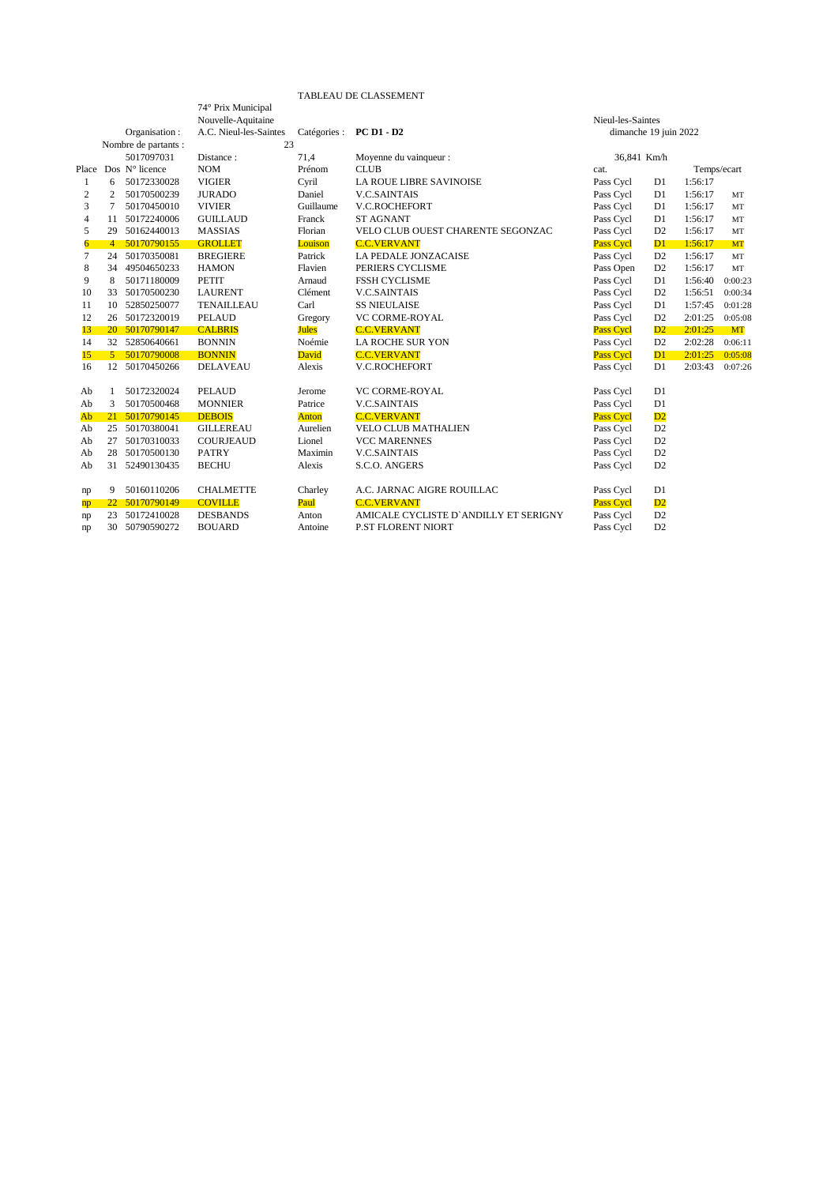# TABLEAU DE CLASSEMENT

74° Prix Municipal
Nouvelle-Aquitaine

Organisation : A.C. Nieul-les-Saintes — Catégories : **PC D1 - D2** — Nieul-les-Saintes — dimanche 19 juin 2022

Nombre de partants : 23

5017097031 — Distance : 71,4 — Moyenne du vainqueur : 36,841 Km/h

| Place | Dos | N° licence | NOM | Prénom | CLUB | cat. | | Temps/ecart | |
|---|---|---|---|---|---|---|---|---|---|
| 1 | 6 | 50172330028 | VIGIER | Cyril | LA ROUE LIBRE SAVINOISE | Pass Cycl | D1 | 1:56:17 | |
| 2 | 2 | 50170500239 | JURADO | Daniel | V.C.SAINTAIS | Pass Cycl | D1 | 1:56:17 | MT |
| 3 | 7 | 50170450010 | VIVIER | Guillaume | V.C.ROCHEFORT | Pass Cycl | D1 | 1:56:17 | MT |
| 4 | 11 | 50172240006 | GUILLAUD | Franck | ST AGNANT | Pass Cycl | D1 | 1:56:17 | MT |
| 5 | 29 | 50162440013 | MASSIAS | Florian | VELO CLUB OUEST CHARENTE SEGONZAC | Pass Cycl | D2 | 1:56:17 | MT |
| 6 | 4 | 50170790155 | GROLLET | Louison | C.C.VERVANT | Pass Cycl | D1 | 1:56:17 | MT |
| 7 | 24 | 50170350081 | BREGIERE | Patrick | LA PEDALE JONZACAISE | Pass Cycl | D2 | 1:56:17 | MT |
| 8 | 34 | 49504650233 | HAMON | Flavien | PERIERS CYCLISME | Pass Open | D2 | 1:56:17 | MT |
| 9 | 8 | 50171180009 | PETIT | Arnaud | FSSH CYCLISME | Pass Cycl | D1 | 1:56:40 | 0:00:23 |
| 10 | 33 | 50170500230 | LAURENT | Clément | V.C.SAINTAIS | Pass Cycl | D2 | 1:56:51 | 0:00:34 |
| 11 | 10 | 52850250077 | TENAILLEAU | Carl | SS NIEULAISE | Pass Cycl | D1 | 1:57:45 | 0:01:28 |
| 12 | 26 | 50172320019 | PELAUD | Gregory | VC CORME-ROYAL | Pass Cycl | D2 | 2:01:25 | 0:05:08 |
| 13 | 20 | 50170790147 | CALBRIS | Jules | C.C.VERVANT | Pass Cycl | D2 | 2:01:25 | MT |
| 14 | 32 | 52850640661 | BONNIN | Noémie | LA ROCHE SUR YON | Pass Cycl | D2 | 2:02:28 | 0:06:11 |
| 15 | 5 | 50170790008 | BONNIN | David | C.C.VERVANT | Pass Cycl | D1 | 2:01:25 | 0:05:08 |
| 16 | 12 | 50170450266 | DELAVEAU | Alexis | V.C.ROCHEFORT | Pass Cycl | D1 | 2:03:43 | 0:07:26 |
| | | | | | | | | | |
| Ab | 1 | 50172320024 | PELAUD | Jerome | VC CORME-ROYAL | Pass Cycl | D1 | | |
| Ab | 3 | 50170500468 | MONNIER | Patrice | V.C.SAINTAIS | Pass Cycl | D1 | | |
| Ab | 21 | 50170790145 | DEBOIS | Anton | C.C.VERVANT | Pass Cycl | D2 | | |
| Ab | 25 | 50170380041 | GILLEREAU | Aurelien | VELO CLUB MATHALIEN | Pass Cycl | D2 | | |
| Ab | 27 | 50170310033 | COURJEAUD | Lionel | VCC MARENNES | Pass Cycl | D2 | | |
| Ab | 28 | 50170500130 | PATRY | Maximin | V.C.SAINTAIS | Pass Cycl | D2 | | |
| Ab | 31 | 52490130435 | BECHU | Alexis | S.C.O. ANGERS | Pass Cycl | D2 | | |
| | | | | | | | | | |
| np | 9 | 50160110206 | CHALMETTE | Charley | A.C. JARNAC AIGRE ROUILLAC | Pass Cycl | D1 | | |
| np | 22 | 50170790149 | COVILLE | Paul | C.C.VERVANT | Pass Cycl | D2 | | |
| np | 23 | 50172410028 | DESBANDS | Anton | AMICALE CYCLISTE D`ANDILLY ET SERIGNY | Pass Cycl | D2 | | |
| np | 30 | 50790590272 | BOUARD | Antoine | P.ST FLORENT NIORT | Pass Cycl | D2 | | |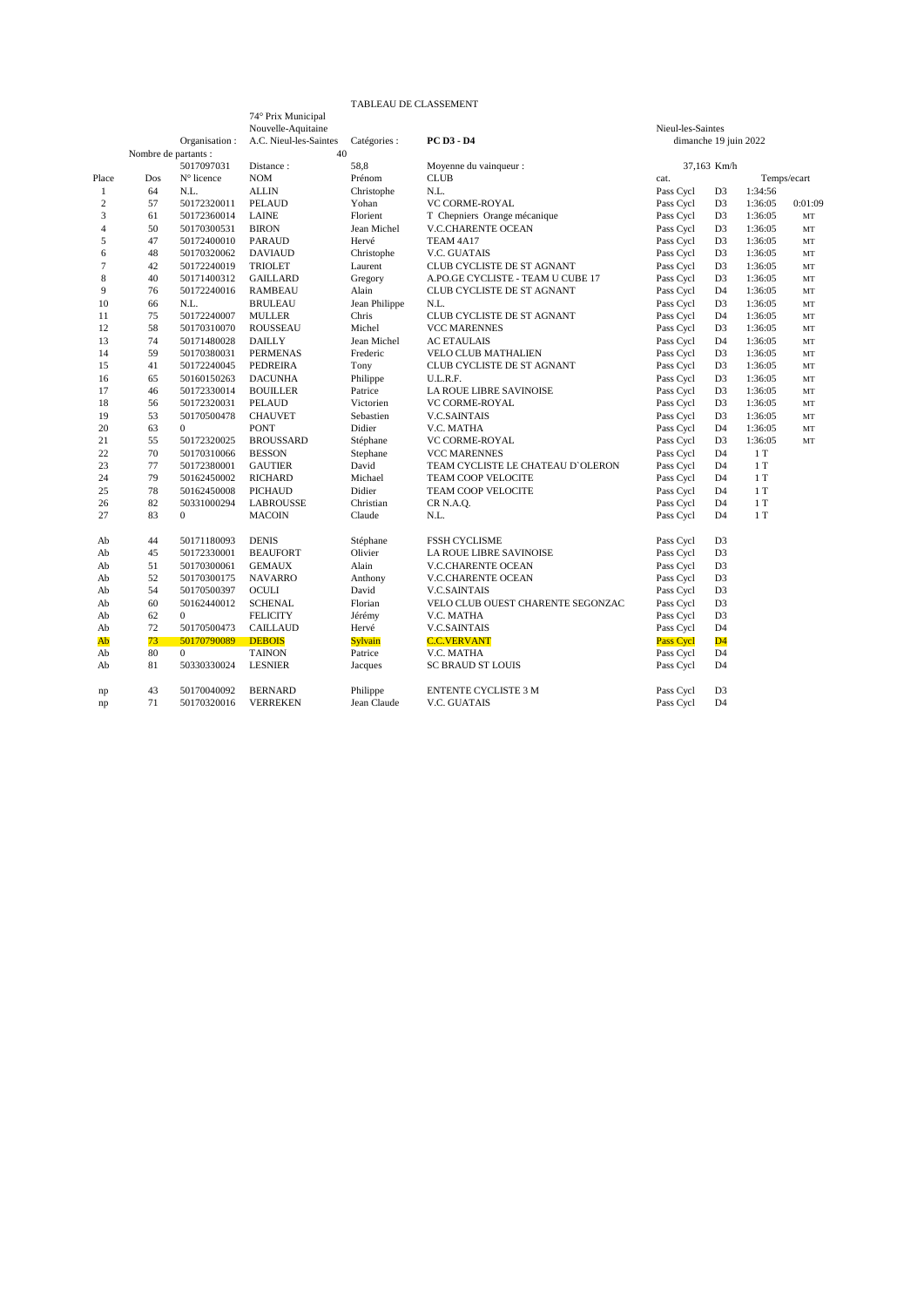TABLEAU DE CLASSEMENT

| | | | | | | | | | |
|---|---|---|---|---|---|---|---|---|---|
| | | | 74° Prix Municipal Nouvelle-Aquitaine | | | Nieul-les-Saintes | | | |
| | | Organisation : | A.C. Nieul-les-Saintes | Catégories : | **PC D3 - D4** | dimanche 19 juin 2022 | | | |
| | Nombre de partants : | | 40 | | | | | | |
| | | 5017097031 | Distance : | 58,8 | Moyenne du vainqueur : | 37,163 Km/h | | | |
| Place | Dos | N° licence | NOM | Prénom | CLUB | cat. | | Temps/ecart | |
| 1 | 64 | N.L. | ALLIN | Christophe | N.L. | Pass Cycl | D3 | 1:34:56 | |
| 2 | 57 | 50172320011 | PELAUD | Yohan | VC CORME-ROYAL | Pass Cycl | D3 | 1:36:05 | 0:01:09 |
| 3 | 61 | 50172360014 | LAINE | Florient | T Chepniers Orange mécanique | Pass Cycl | D3 | 1:36:05 | MT |
| 4 | 50 | 50170300531 | BIRON | Jean Michel | V.C.CHARENTE OCEAN | Pass Cycl | D3 | 1:36:05 | MT |
| 5 | 47 | 50172400010 | PARAUD | Hervé | TEAM 4A17 | Pass Cycl | D3 | 1:36:05 | MT |
| 6 | 48 | 50170320062 | DAVIAUD | Christophe | V.C. GUATAIS | Pass Cycl | D3 | 1:36:05 | MT |
| 7 | 42 | 50172240019 | TRIOLET | Laurent | CLUB CYCLISTE DE ST AGNANT | Pass Cycl | D3 | 1:36:05 | MT |
| 8 | 40 | 50171400312 | GAILLARD | Gregory | A.PO.GE CYCLISTE - TEAM U CUBE 17 | Pass Cycl | D3 | 1:36:05 | MT |
| 9 | 76 | 50172240016 | RAMBEAU | Alain | CLUB CYCLISTE DE ST AGNANT | Pass Cycl | D4 | 1:36:05 | MT |
| 10 | 66 | N.L. | BRULEAU | Jean Philippe | N.L. | Pass Cycl | D3 | 1:36:05 | MT |
| 11 | 75 | 50172240007 | MULLER | Chris | CLUB CYCLISTE DE ST AGNANT | Pass Cycl | D4 | 1:36:05 | MT |
| 12 | 58 | 50170310070 | ROUSSEAU | Michel | VCC MARENNES | Pass Cycl | D3 | 1:36:05 | MT |
| 13 | 74 | 50171480028 | DAILLY | Jean Michel | AC ETAULAIS | Pass Cycl | D4 | 1:36:05 | MT |
| 14 | 59 | 50170380031 | PERMENAS | Frederic | VELO CLUB MATHALIEN | Pass Cycl | D3 | 1:36:05 | MT |
| 15 | 41 | 50172240045 | PEDREIRA | Tony | CLUB CYCLISTE DE ST AGNANT | Pass Cycl | D3 | 1:36:05 | MT |
| 16 | 65 | 50160150263 | DACUNHA | Philippe | U.L.R.F. | Pass Cycl | D3 | 1:36:05 | MT |
| 17 | 46 | 50172330014 | BOUILLER | Patrice | LA ROUE LIBRE SAVINOISE | Pass Cycl | D3 | 1:36:05 | MT |
| 18 | 56 | 50172320031 | PELAUD | Victorien | VC CORME-ROYAL | Pass Cycl | D3 | 1:36:05 | MT |
| 19 | 53 | 50170500478 | CHAUVET | Sebastien | V.C.SAINTAIS | Pass Cycl | D3 | 1:36:05 | MT |
| 20 | 63 | 0 | PONT | Didier | V.C. MATHA | Pass Cycl | D4 | 1:36:05 | MT |
| 21 | 55 | 50172320025 | BROUSSARD | Stéphane | VC CORME-ROYAL | Pass Cycl | D3 | 1:36:05 | MT |
| 22 | 70 | 50170310066 | BESSON | Stephane | VCC MARENNES | Pass Cycl | D4 | 1 T | |
| 23 | 77 | 50172380001 | GAUTIER | David | TEAM CYCLISTE LE CHATEAU D`OLERON | Pass Cycl | D4 | 1 T | |
| 24 | 79 | 50162450002 | RICHARD | Michael | TEAM COOP VELOCITE | Pass Cycl | D4 | 1 T | |
| 25 | 78 | 50162450008 | PICHAUD | Didier | TEAM COOP VELOCITE | Pass Cycl | D4 | 1 T | |
| 26 | 82 | 50331000294 | LABROUSSE | Christian | CR N.A.Q. | Pass Cycl | D4 | 1 T | |
| 27 | 83 | 0 | MACOIN | Claude | N.L. | Pass Cycl | D4 | 1 T | |
| Ab | 44 | 50171180093 | DENIS | Stéphane | FSSH CYCLISME | Pass Cycl | D3 | | |
| Ab | 45 | 50172330001 | BEAUFORT | Olivier | LA ROUE LIBRE SAVINOISE | Pass Cycl | D3 | | |
| Ab | 51 | 50170300061 | GEMAUX | Alain | V.C.CHARENTE OCEAN | Pass Cycl | D3 | | |
| Ab | 52 | 50170300175 | NAVARRO | Anthony | V.C.CHARENTE OCEAN | Pass Cycl | D3 | | |
| Ab | 54 | 50170500397 | OCULI | David | V.C.SAINTAIS | Pass Cycl | D3 | | |
| Ab | 60 | 50162440012 | SCHENAL | Florian | VELO CLUB OUEST CHARENTE SEGONZAC | Pass Cycl | D3 | | |
| Ab | 62 | 0 | FELICITY | Jérémy | V.C. MATHA | Pass Cycl | D3 | | |
| Ab | 72 | 50170500473 | CAILLAUD | Hervé | V.C.SAINTAIS | Pass Cycl | D4 | | |
| Ab | 73 | 50170790089 | DEBOIS | Sylvain | C.C.VERVANT | Pass Cycl | D4 | | |
| Ab | 80 | 0 | TAINON | Patrice | V.C. MATHA | Pass Cycl | D4 | | |
| Ab | 81 | 50330330024 | LESNIER | Jacques | SC BRAUD ST LOUIS | Pass Cycl | D4 | | |
| np | 43 | 50170040092 | BERNARD | Philippe | ENTENTE CYCLISTE 3 M | Pass Cycl | D3 | | |
| np | 71 | 50170320016 | VERREKEN | Jean Claude | V.C. GUATAIS | Pass Cycl | D4 | | |